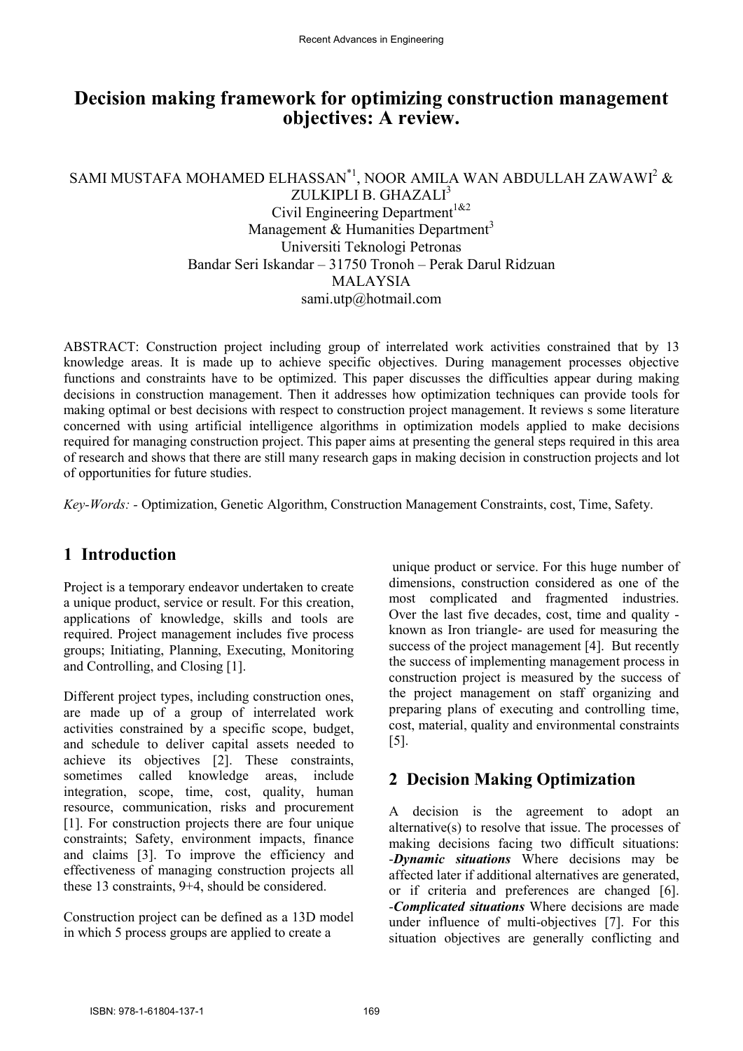# Decision making framework for optimizing construction management objectives: A review.

SAMI MUSTAFA MOHAMED ELHASSAN[*1], NOOR AMILA WAN ABDULLAH ZAWAWI[2] & ZULKIPLI B. GHAZALI[3]
Civil Engineering Department[1&2]
Management & Humanities Department[3]
Universiti Teknologi Petronas
Bandar Seri Iskandar – 31750 Tronoh – Perak Darul Ridzuan
MALAYSIA
sami.utp@hotmail.com

ABSTRACT: Construction project including group of interrelated work activities constrained that by 13 knowledge areas. It is made up to achieve specific objectives. During management processes objective functions and constraints have to be optimized. This paper discusses the difficulties appear during making decisions in construction management. Then it addresses how optimization techniques can provide tools for making optimal or best decisions with respect to construction project management. It reviews s some literature concerned with using artificial intelligence algorithms in optimization models applied to make decisions required for managing construction project. This paper aims at presenting the general steps required in this area of research and shows that there are still many research gaps in making decision in construction projects and lot of opportunities for future studies.

*Key-Words:* - Optimization, Genetic Algorithm, Construction Management Constraints, cost, Time, Safety.

## 1 Introduction

Project is a temporary endeavor undertaken to create a unique product, service or result. For this creation, applications of knowledge, skills and tools are required. Project management includes five process groups; Initiating, Planning, Executing, Monitoring and Controlling, and Closing [1].

Different project types, including construction ones, are made up of a group of interrelated work activities constrained by a specific scope, budget, and schedule to deliver capital assets needed to achieve its objectives [2]. These constraints, sometimes called knowledge areas, include integration, scope, time, cost, quality, human resource, communication, risks and procurement [1]. For construction projects there are four unique constraints; Safety, environment impacts, finance and claims [3]. To improve the efficiency and effectiveness of managing construction projects all these 13 constraints, 9+4, should be considered.

Construction project can be defined as a 13D model in which 5 process groups are applied to create a unique product or service. For this huge number of dimensions, construction considered as one of the most complicated and fragmented industries. Over the last five decades, cost, time and quality - known as Iron triangle- are used for measuring the success of the project management [4]. But recently the success of implementing management process in construction project is measured by the success of the project management on staff organizing and preparing plans of executing and controlling time, cost, material, quality and environmental constraints [5].

## 2 Decision Making Optimization

A decision is the agreement to adopt an alternative(s) to resolve that issue. The processes of making decisions facing two difficult situations:
-***Dynamic situations*** Where decisions may be affected later if additional alternatives are generated, or if criteria and preferences are changed [6].
-***Complicated situations*** Where decisions are made under influence of multi-objectives [7]. For this situation objectives are generally conflicting and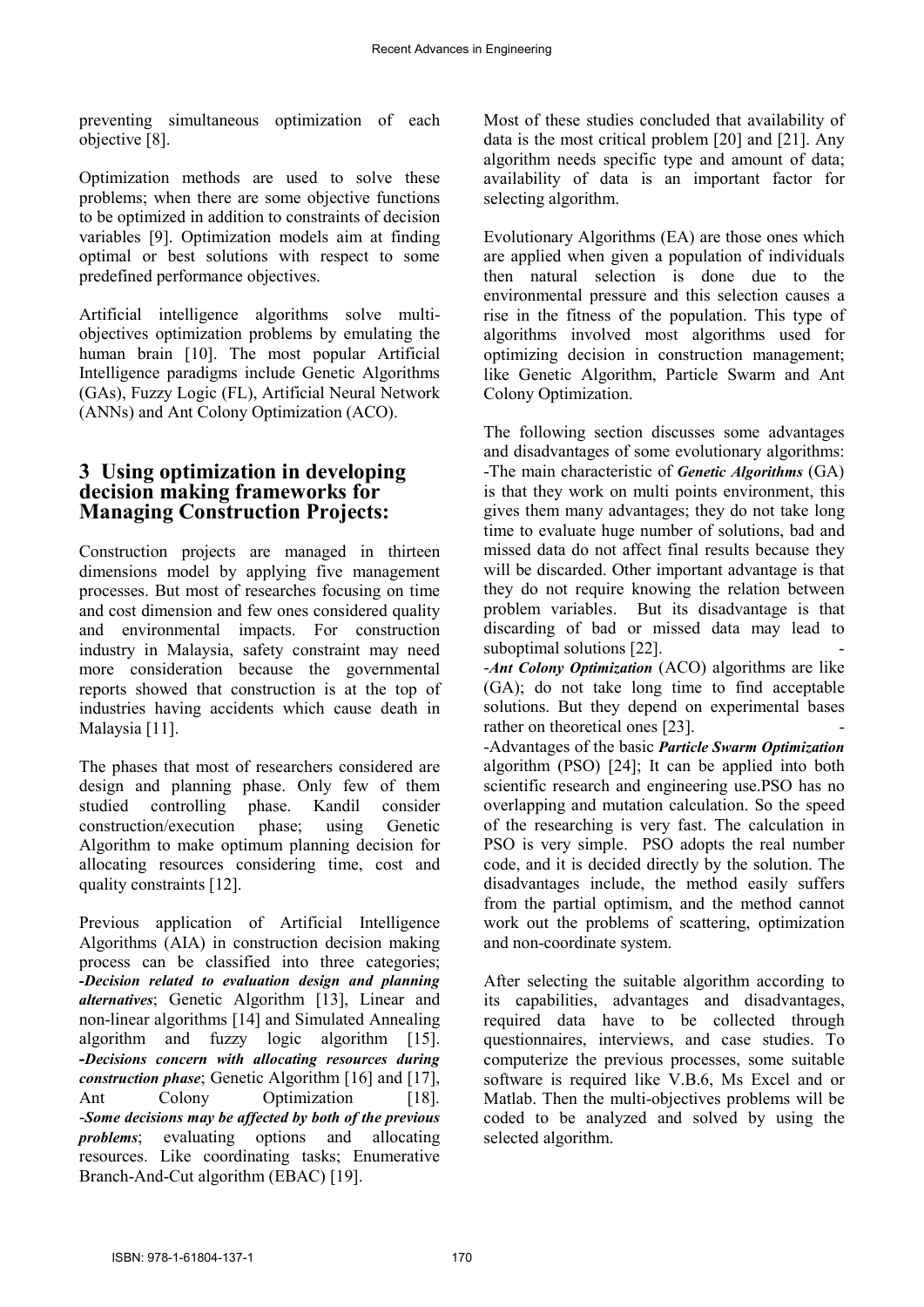preventing simultaneous optimization of each objective [8].

Optimization methods are used to solve these problems; when there are some objective functions to be optimized in addition to constraints of decision variables [9]. Optimization models aim at finding optimal or best solutions with respect to some predefined performance objectives.

Artificial intelligence algorithms solve multi-objectives optimization problems by emulating the human brain [10]. The most popular Artificial Intelligence paradigms include Genetic Algorithms (GAs), Fuzzy Logic (FL), Artificial Neural Network (ANNs) and Ant Colony Optimization (ACO).

## 3 Using optimization in developing decision making frameworks for Managing Construction Projects:

Construction projects are managed in thirteen dimensions model by applying five management processes. But most of researches focusing on time and cost dimension and few ones considered quality and environmental impacts. For construction industry in Malaysia, safety constraint may need more consideration because the governmental reports showed that construction is at the top of industries having accidents which cause death in Malaysia [11].

The phases that most of researchers considered are design and planning phase. Only few of them studied controlling phase. Kandil consider construction/execution phase; using Genetic Algorithm to make optimum planning decision for allocating resources considering time, cost and quality constraints [12].

Previous application of Artificial Intelligence Algorithms (AIA) in construction decision making process can be classified into three categories; -***Decision related to evaluation design and planning alternatives***; Genetic Algorithm [13], Linear and non-linear algorithms [14] and Simulated Annealing algorithm and fuzzy logic algorithm [15]. -***Decisions concern with allocating resources during construction phase***; Genetic Algorithm [16] and [17], Ant Colony Optimization [18]. -***Some decisions may be affected by both of the previous problems***; evaluating options and allocating resources. Like coordinating tasks; Enumerative Branch-And-Cut algorithm (EBAC) [19].

Most of these studies concluded that availability of data is the most critical problem [20] and [21]. Any algorithm needs specific type and amount of data; availability of data is an important factor for selecting algorithm.

Evolutionary Algorithms (EA) are those ones which are applied when given a population of individuals then natural selection is done due to the environmental pressure and this selection causes a rise in the fitness of the population. This type of algorithms involved most algorithms used for optimizing decision in construction management; like Genetic Algorithm, Particle Swarm and Ant Colony Optimization.

The following section discusses some advantages and disadvantages of some evolutionary algorithms:

-The main characteristic of ***Genetic Algorithms*** (GA) is that they work on multi points environment, this gives them many advantages; they do not take long time to evaluate huge number of solutions, bad and missed data do not affect final results because they will be discarded. Other important advantage is that they do not require knowing the relation between problem variables. But its disadvantage is that discarding of bad or missed data may lead to suboptimal solutions [22]. -

-***Ant Colony Optimization*** (ACO) algorithms are like (GA); do not take long time to find acceptable solutions. But they depend on experimental bases rather on theoretical ones [23]. -

-Advantages of the basic ***Particle Swarm Optimization*** algorithm (PSO) [24]; It can be applied into both scientific research and engineering use.PSO has no overlapping and mutation calculation. So the speed of the researching is very fast. The calculation in PSO is very simple. PSO adopts the real number code, and it is decided directly by the solution. The disadvantages include, the method easily suffers from the partial optimism, and the method cannot work out the problems of scattering, optimization and non-coordinate system.

After selecting the suitable algorithm according to its capabilities, advantages and disadvantages, required data have to be collected through questionnaires, interviews, and case studies. To computerize the previous processes, some suitable software is required like V.B.6, Ms Excel and or Matlab. Then the multi-objectives problems will be coded to be analyzed and solved by using the selected algorithm.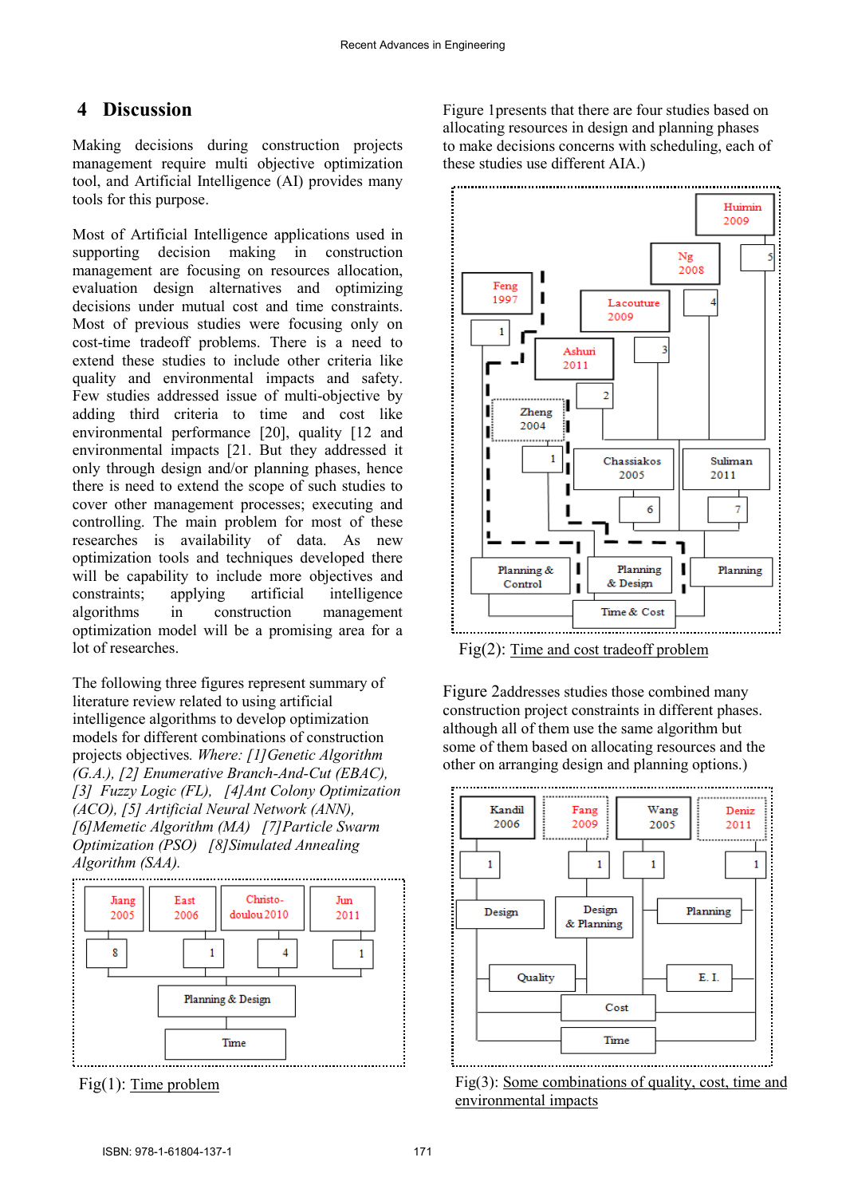## 4 Discussion

Making decisions during construction projects management require multi objective optimization tool, and Artificial Intelligence (AI) provides many tools for this purpose.

Most of Artificial Intelligence applications used in supporting decision making in construction management are focusing on resources allocation, evaluation design alternatives and optimizing decisions under mutual cost and time constraints. Most of previous studies were focusing only on cost-time tradeoff problems. There is a need to extend these studies to include other criteria like quality and environmental impacts and safety. Few studies addressed issue of multi-objective by adding third criteria to time and cost like environmental performance [20], quality [12 and environmental impacts [21. But they addressed it only through design and/or planning phases, hence there is need to extend the scope of such studies to cover other management processes; executing and controlling. The main problem for most of these researches is availability of data. As new optimization tools and techniques developed there will be capability to include more objectives and constraints; applying artificial intelligence algorithms in construction management optimization model will be a promising area for a lot of researches.

The following three figures represent summary of literature review related to using artificial intelligence algorithms to develop optimization models for different combinations of construction projects objectives. *Where: [1]Genetic Algorithm (G.A.), [2] Enumerative Branch-And-Cut (EBAC), [3] Fuzzy Logic (FL), [4]Ant Colony Optimization (ACO), [5] Artificial Neural Network (ANN), [6]Memetic Algorithm (MA) [7]Particle Swarm Optimization (PSO) [8]Simulated Annealing Algorithm (SAA).*

Fig(1): Time problem

Figure 1presents that there are four studies based on allocating resources in design and planning phases to make decisions concerns with scheduling, each of these studies use different AIA.)

Fig(2): Time and cost tradeoff problem

Figure 2addresses studies those combined many construction project constraints in different phases. although all of them use the same algorithm but some of them based on allocating resources and the other on arranging design and planning options.)

Fig(3): Some combinations of quality, cost, time and environmental impacts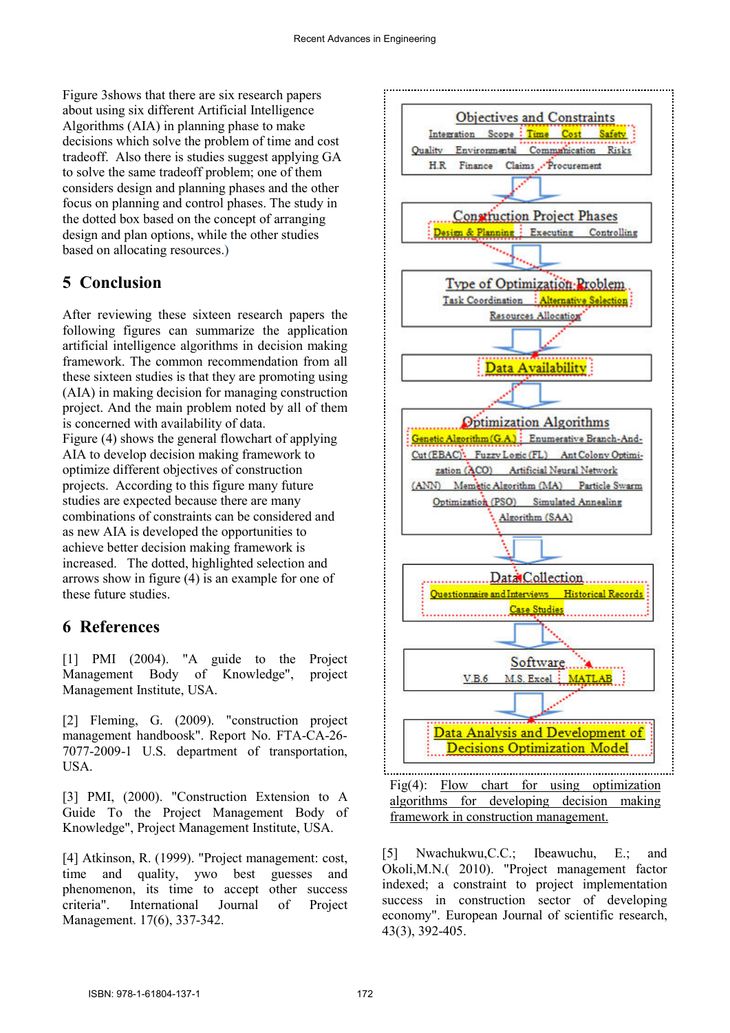Figure 3shows that there are six research papers about using six different Artificial Intelligence Algorithms (AIA) in planning phase to make decisions which solve the problem of time and cost tradeoff. Also there is studies suggest applying GA to solve the same tradeoff problem; one of them considers design and planning phases and the other focus on planning and control phases. The study in the dotted box based on the concept of arranging design and plan options, while the other studies based on allocating resources.)

## 5 Conclusion

After reviewing these sixteen research papers the following figures can summarize the application artificial intelligence algorithms in decision making framework. The common recommendation from all these sixteen studies is that they are promoting using (AIA) in making decision for managing construction project. And the main problem noted by all of them is concerned with availability of data.

Figure (4) shows the general flowchart of applying AIA to develop decision making framework to optimize different objectives of construction projects. According to this figure many future studies are expected because there are many combinations of constraints can be considered and as new AIA is developed the opportunities to achieve better decision making framework is increased. The dotted, highlighted selection and arrows show in figure (4) is an example for one of these future studies.

Objectives and Constraints: Integration, Scope, Time, Cost, Safety, Quality, Environmental, Communication, Risks, H.R, Finance, Claims, Procurement

Construction Project Phases: Design & Planning, Executing, Controlling

Type of Optimization Problem: Task Coordination, Alternative Selection, Resources Allocation

Data Availability

Optimization Algorithms: Genetic Algorithm (G.A), Enumerative Branch-And-Cut (EBAC), Fuzzy Logic (FL), Ant Colony Optimization (ACO), Artificial Neural Network (ANN), Memetic Algorithm (MA), Particle Swarm Optimization (PSO), Simulated Annealing Algorithm (SAA)

Data Collection: Questionnaire and Interviews, Historical Records, Case Studies

Software: V.B.6, M.S. Excel, MATLAB

Data Analysis and Development of Decisions Optimization Model

Fig(4): Flow chart for using optimization algorithms for developing decision making framework in construction management.

## 6 References

[1] PMI (2004). "A guide to the Project Management Body of Knowledge", project Management Institute, USA.

[2] Fleming, G. (2009). "construction project management handbook". Report No. FTA-CA-26-7077-2009-1 U.S. department of transportation, USA.

[3] PMI, (2000). "Construction Extension to A Guide To the Project Management Body of Knowledge", Project Management Institute, USA.

[4] Atkinson, R. (1999). "Project management: cost, time and quality, ywo best guesses and phenomenon, its time to accept other success criteria". International Journal of Project Management. 17(6), 337-342.

[5] Nwachukwu,C.C.; Ibeawuchu, E.; and Okoli,M.N.( 2010). "Project management factor indexed; a constraint to project implementation success in construction sector of developing economy". European Journal of scientific research, 43(3), 392-405.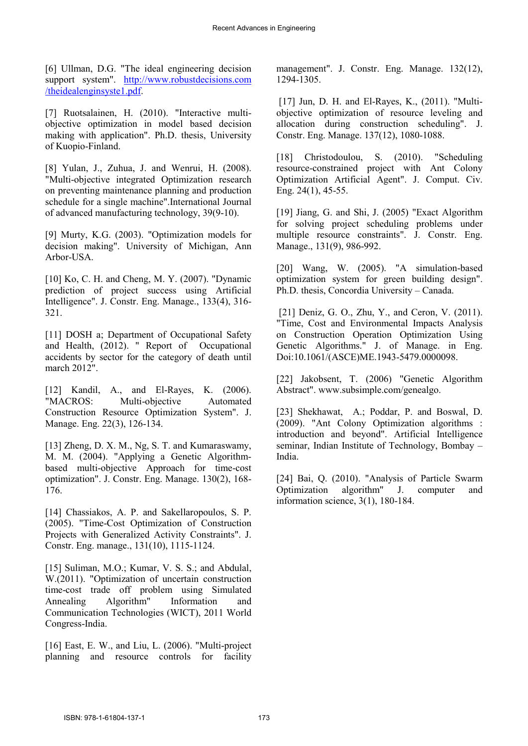[6] Ullman, D.G. "The ideal engineering decision support system". http://www.robustdecisions.com/theidealenginsyste1.pdf.

[7] Ruotsalainen, H. (2010). "Interactive multi-objective optimization in model based decision making with application". Ph.D. thesis, University of Kuopio-Finland.

[8] Yulan, J., Zuhua, J. and Wenrui, H. (2008). "Multi-objective integrated Optimization research on preventing maintenance planning and production schedule for a single machine".International Journal of advanced manufacturing technology, 39(9-10).

[9] Murty, K.G. (2003). "Optimization models for decision making". University of Michigan, Ann Arbor-USA.

[10] Ko, C. H. and Cheng, M. Y. (2007). "Dynamic prediction of project success using Artificial Intelligence". J. Constr. Eng. Manage., 133(4), 316-321.

[11] DOSH a; Department of Occupational Safety and Health, (2012). " Report of Occupational accidents by sector for the category of death until march 2012".

[12] Kandil, A., and El-Rayes, K. (2006). "MACROS: Multi-objective Automated Construction Resource Optimization System". J. Manage. Eng. 22(3), 126-134.

[13] Zheng, D. X. M., Ng, S. T. and Kumaraswamy, M. M. (2004). "Applying a Genetic Algorithm-based multi-objective Approach for time-cost optimization". J. Constr. Eng. Manage. 130(2), 168-176.

[14] Chassiakos, A. P. and Sakellaropoulos, S. P. (2005). "Time-Cost Optimization of Construction Projects with Generalized Activity Constraints". J. Constr. Eng. manage., 131(10), 1115-1124.

[15] Suliman, M.O.; Kumar, V. S. S.; and Abdulal, W.(2011). "Optimization of uncertain construction time-cost trade off problem using Simulated Annealing Algorithm" Information and Communication Technologies (WICT), 2011 World Congress-India.

[16] East, E. W., and Liu, L. (2006). "Multi-project planning and resource controls for facility management". J. Constr. Eng. Manage. 132(12), 1294-1305.

[17] Jun, D. H. and El-Rayes, K., (2011). "Multi-objective optimization of resource leveling and allocation during construction scheduling". J. Constr. Eng. Manage. 137(12), 1080-1088.

[18] Christodoulou, S. (2010). "Scheduling resource-constrained project with Ant Colony Optimization Artificial Agent". J. Comput. Civ. Eng. 24(1), 45-55.

[19] Jiang, G. and Shi, J. (2005) "Exact Algorithm for solving project scheduling problems under multiple resource constraints". J. Constr. Eng. Manage., 131(9), 986-992.

[20] Wang, W. (2005). "A simulation-based optimization system for green building design". Ph.D. thesis, Concordia University – Canada.

[21] Deniz, G. O., Zhu, Y., and Ceron, V. (2011). "Time, Cost and Environmental Impacts Analysis on Construction Operation Optimization Using Genetic Algorithms." J. of Manage. in Eng. Doi:10.1061/(ASCE)ME.1943-5479.0000098.

[22] Jakobsent, T. (2006) "Genetic Algorithm Abstract". www.subsimple.com/genealgo.

[23] Shekhawat, A.; Poddar, P. and Boswal, D. (2009). "Ant Colony Optimization algorithms : introduction and beyond". Artificial Intelligence seminar, Indian Institute of Technology, Bombay – India.

[24] Bai, Q. (2010). "Analysis of Particle Swarm Optimization algorithm" J. computer and information science, 3(1), 180-184.